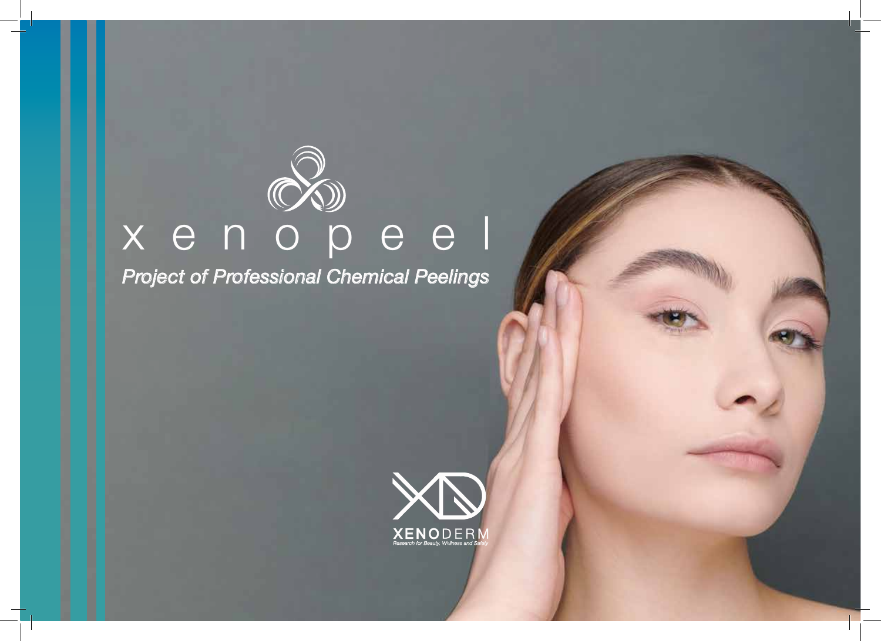# x e n o p e e l

*Project of Professional Chemical Peelings*

**XENO**DERM

*Research for Beauty, Wellness and Safety*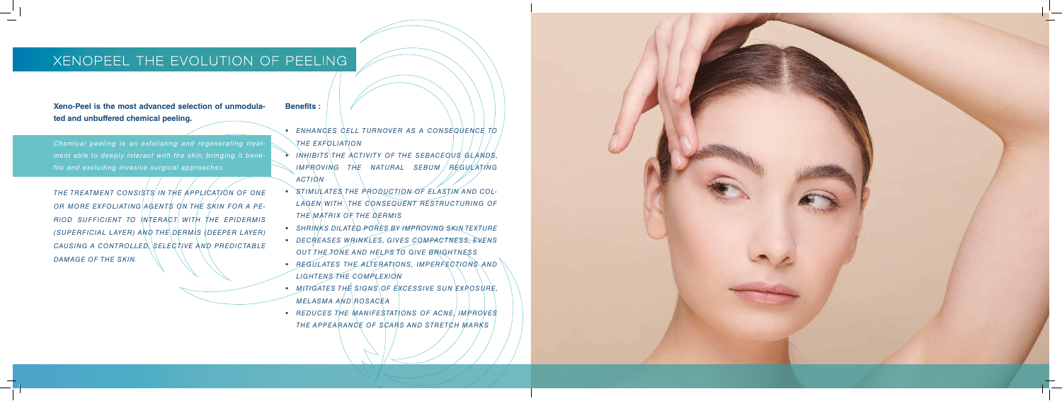# XENOPEEL THE EVOLUTION OF PEELING

**Xeno-Peel is the most advanced selection of unmodulated and unbuffered chemical peeling.**

*Chemical peeling is an exfoliating and regenerating treatment able to deeply interact with the skin, bringing it benefits and excluding invasive surgical approaches.*

*THE TREATMENT CONSISTS IN THE APPLICATION OF ONE OR MORE EXFOLIATING AGENTS ON THE SKIN FOR A PERIOD SUFFICIENT TO INTERACT WITH THE EPIDERMIS (SUPERFICIAL LAYER) AND THE DERMIS (DEEPER LAYER) CAUSING A CONTROLLED, SELECTIVE AND PREDICTABLE DAMAGE OF THE SKIN.*

**Benefits :**

- *ENHANCES CELL TURNOVER AS A CONSEQUENCE TO THE EXFOLIATION*
- *INHIBITS THE ACTIVITY OF THE SEBACEOUS GLANDS, IMPROVING THE NATURAL SEBUM REGULATING ACTION*
- *STIMULATES THE PRODUCTION OF ELASTIN AND COLLAGEN WITH THE CONSEQUENT RESTRUCTURING OF THE MATRIX OF THE DERMIS*
- *SHRINKS DILATED PORES BY IMPROVING SKIN TEXTURE*
- *DECREASES WRINKLES, GIVES COMPACTNESS, EVENS OUT THE TONE AND HELPS TO GIVE BRIGHTNESS*
- *REGULATES THE ALTERATIONS, IMPERFECTIONS AND LIGHTENS THE COMPLEXION*
- *MITIGATES THE SIGNS OF EXCESSIVE SUN EXPOSURE, MELASMA AND ROSACEA*
- *REDUCES THE MANIFESTATIONS OF ACNE, IMPROVES THE APPEARANCE OF SCARS AND STRETCH MARKS*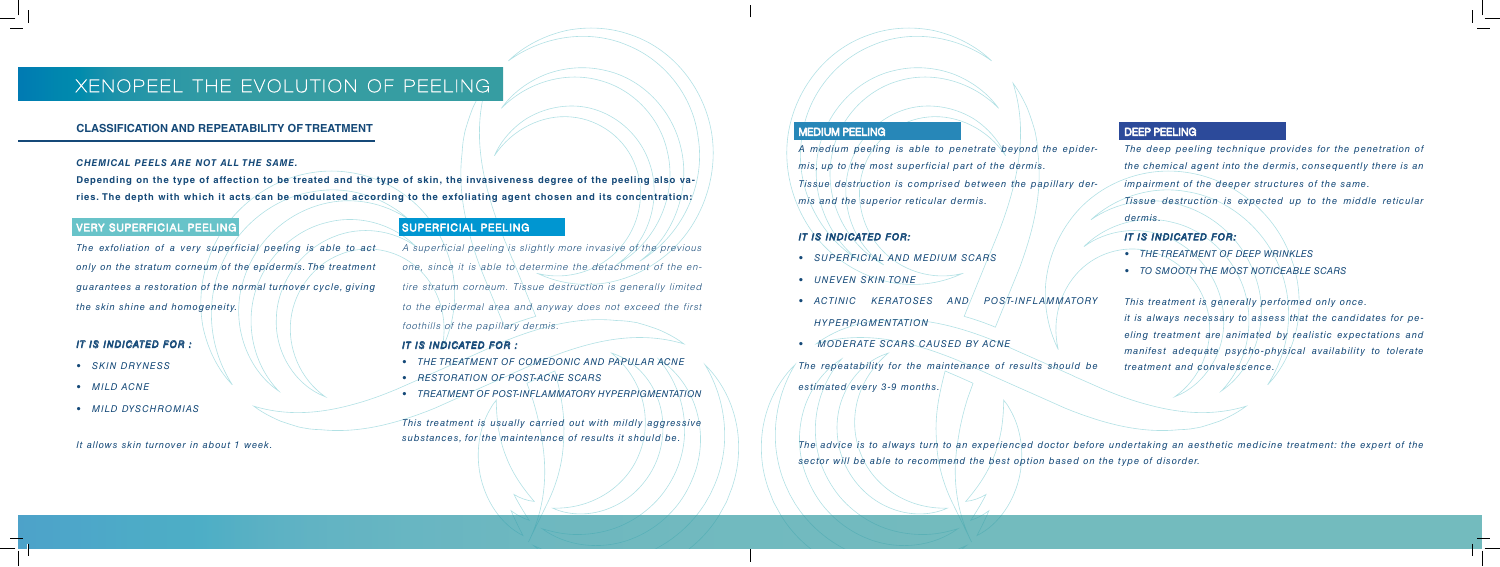# XENOPEEL THE EVOLUTION OF PEELING

## CLASSIFICATION AND REPEATABILITY OF TREATMENT

***CHEMICAL PEELS ARE NOT ALL THE SAME.***

**Depending on the type of affection to be treated and the type of skin, the invasiveness degree of the peeling also varies. The depth with which it acts can be modulated according to the exfoliating agent chosen and its concentration:**

### VERY SUPERFICIAL PEELING

*The exfoliation of a very superficial peeling is able to act only on the stratum corneum of the epidermis. The treatment guarantees a restoration of the normal turnover cycle, giving the skin shine and homogeneity.*

***IT IS INDICATED FOR :***

- *SKIN DRYNESS*
- *MILD ACNE*
- *MILD DYSCHROMIAS*

*It allows skin turnover in about 1 week.*

### SUPERFICIAL PEELING

*A superficial peeling is slightly more invasive of the previous one, since it is able to determine the detachment of the entire stratum corneum. Tissue destruction is generally limited to the epidermal area and anyway does not exceed the first foothills of the papillary dermis.*

***IT IS INDICATED FOR :***

- *THE TREATMENT OF COMEDONIC AND PAPULAR ACNE*
- *RESTORATION OF POST-ACNE SCARS*
- *TREATMENT OF POST-INFLAMMATORY HYPERPIGMENTATION*

*This treatment is usually carried out with mildly aggressive substances, for the maintenance of results it should be.*

### MEDIUM PEELING

*A medium peeling is able to penetrate beyond the epidermis, up to the most superficial part of the dermis. Tissue destruction is comprised between the papillary dermis and the superior reticular dermis.*

***IT IS INDICATED FOR:***

- *SUPERFICIAL AND MEDIUM SCARS*
- *UNEVEN SKIN TONE*
- *ACTINIC KERATOSES AND POST-INFLAMMATORY HYPERPIGMENTATION*
- *MODERATE SCARS CAUSED BY ACNE*

*The repeatability for the maintenance of results should be estimated every 3-9 months.*

### DEEP PEELING

*The deep peeling technique provides for the penetration of the chemical agent into the dermis, consequently there is an impairment of the deeper structures of the same. Tissue destruction is expected up to the middle reticular dermis.*

***IT IS INDICATED FOR:***

- *THE TREATMENT OF DEEP WRINKLES*
- *TO SMOOTH THE MOST NOTICEABLE SCARS*

*This treatment is generally performed only once. it is always necessary to assess that the candidates for peeling treatment are animated by realistic expectations and manifest adequate psycho-physical availability to tolerate treatment and convalescence.*

*The advice is to always turn to an experienced doctor before undertaking an aesthetic medicine treatment: the expert of the sector will be able to recommend the best option based on the type of disorder.*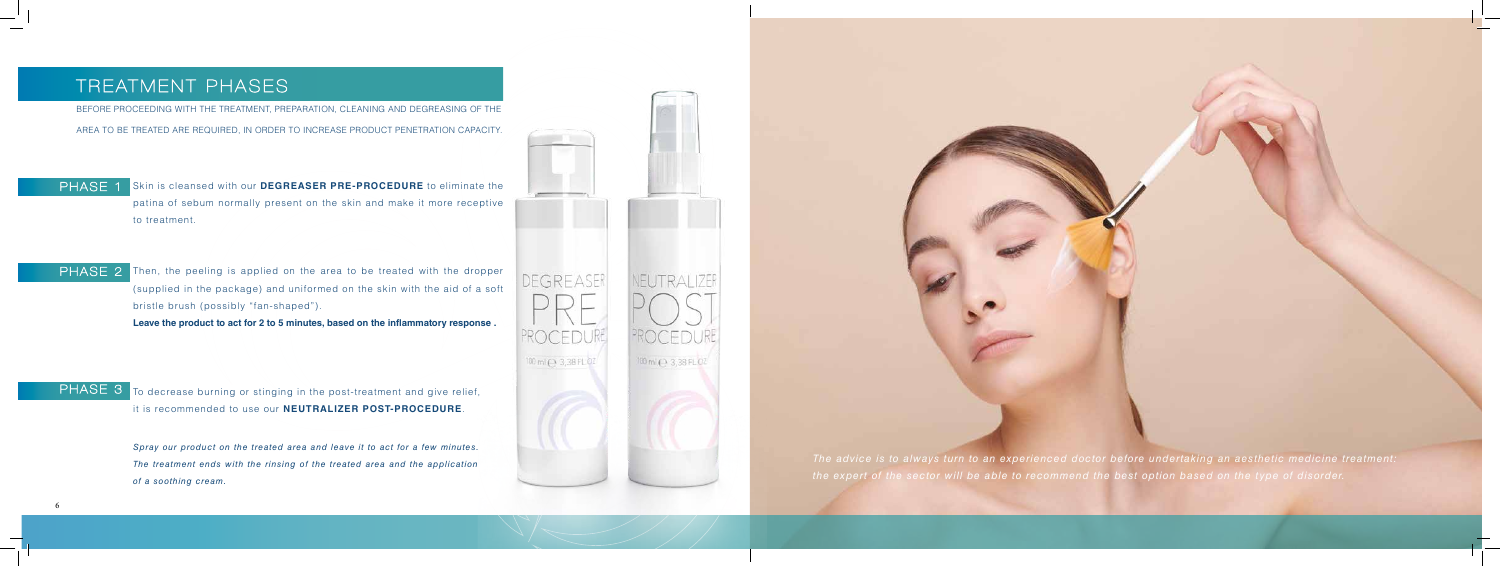## TREATMENT PHASES

BEFORE PROCEEDING WITH THE TREATMENT, PREPARATION, CLEANING AND DEGREASING OF THE AREA TO BE TREATED ARE REQUIRED, IN ORDER TO INCREASE PRODUCT PENETRATION CAPACITY.

**PHASE 1** Skin is cleansed with our **DEGREASER PRE-PROCEDURE** to eliminate the patina of sebum normally present on the skin and make it more receptive to treatment.

**PHASE 2** Then, the peeling is applied on the area to be treated with the dropper (supplied in the package) and uniformed on the skin with the aid of a soft bristle brush (possibly "fan-shaped").

**Leave the product to act for 2 to 5 minutes, based on the inflammatory response .**

**PHASE 3** To decrease burning or stinging in the post-treatment and give relief, it is recommended to use our **NEUTRALIZER POST-PROCEDURE**.

*Spray our product on the treated area and leave it to act for a few minutes. The treatment ends with the rinsing of the treated area and the application of a soothing cream.*

DEGREASER PRE PROCEDURE 100 ml ℮ 3,38 FL.OZ

NEUTRALIZER POST PROCEDURE 100 ml ℮ 3,38 FL.OZ

*The advice is to always turn to an experienced doctor before undertaking an aesthetic medicine treatment: the expert of the sector will be able to recommend the best option based on the type of disorder.*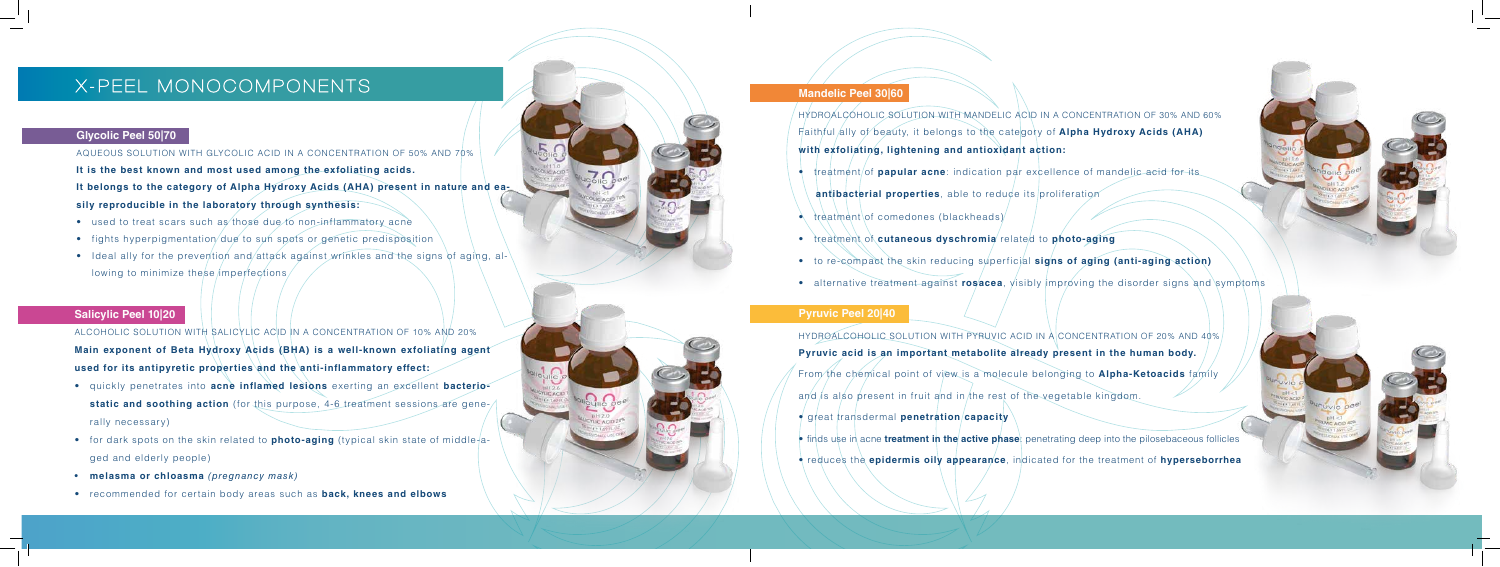# X-PEEL MONOCOMPONENTS

## Glycolic Peel 50|70

AQUEOUS SOLUTION WITH GLYCOLIC ACID IN A CONCENTRATION OF 50% AND 70%

**It is the best known and most used among the exfoliating acids.**
**It belongs to the category of Alpha Hydroxy Acids (AHA) present in nature and easily reproducible in the laboratory through synthesis:**

- used to treat scars such as those due to non-inflammatory acne
- fights hyperpigmentation due to sun spots or genetic predisposition
- Ideal ally for the prevention and attack against wrinkles and the signs of aging, allowing to minimize these imperfections

## Salicylic Peel 10|20

ALCOHOLIC SOLUTION WITH SALICYLIC ACID IN A CONCENTRATION OF 10% AND 20%

**Main exponent of Beta Hydroxy Acids (BHA) is a well-known exfoliating agent used for its antipyretic properties and the anti-inflammatory effect:**

- quickly penetrates into **acne inflamed lesions** exerting an excellent **bacteriostatic and soothing action** (for this purpose, 4-6 treatment sessions are generally necessary)
- for dark spots on the skin related to **photo-aging** (typical skin state of middle-aged and elderly people)
- **melasma or chloasma** *(pregnancy mask)*
- recommended for certain body areas such as **back, knees and elbows**

## Mandelic Peel 30|60

HYDROALCOHOLIC SOLUTION WITH MANDELIC ACID IN A CONCENTRATION OF 30% AND 60%

Faithful ally of beauty, it belongs to the category of **Alpha Hydroxy Acids (AHA) with exfoliating, lightening and antioxidant action:**

- treatment of **papular acne**: indication par excellence of mandelic acid for its **antibacterial properties**, able to reduce its proliferation
- treatment of comedones (blackheads)
- treatment of **cutaneous dyschromia** related to **photo-aging**
- to re-compact the skin reducing superficial **signs of aging (anti-aging action)**
- alternative treatment against **rosacea**, visibly improving the disorder signs and symptoms

## Pyruvic Peel 20|40

HYDROALCOHOLIC SOLUTION WITH PYRUVIC ACID IN A CONCENTRATION OF 20% AND 40%

**Pyruvic acid is an important metabolite already present in the human body.**

From the chemical point of view is a molecule belonging to **Alpha-Ketoacids** family and is also present in fruit and in the rest of the vegetable kingdom.

- great transdermal **penetration capacity**
- finds use in acne **treatment in the active phase**: penetrating deep into the pilosebaceous follicles
- reduces the **epidermis oily appearance**, indicated for the treatment of **hyperseborrhea**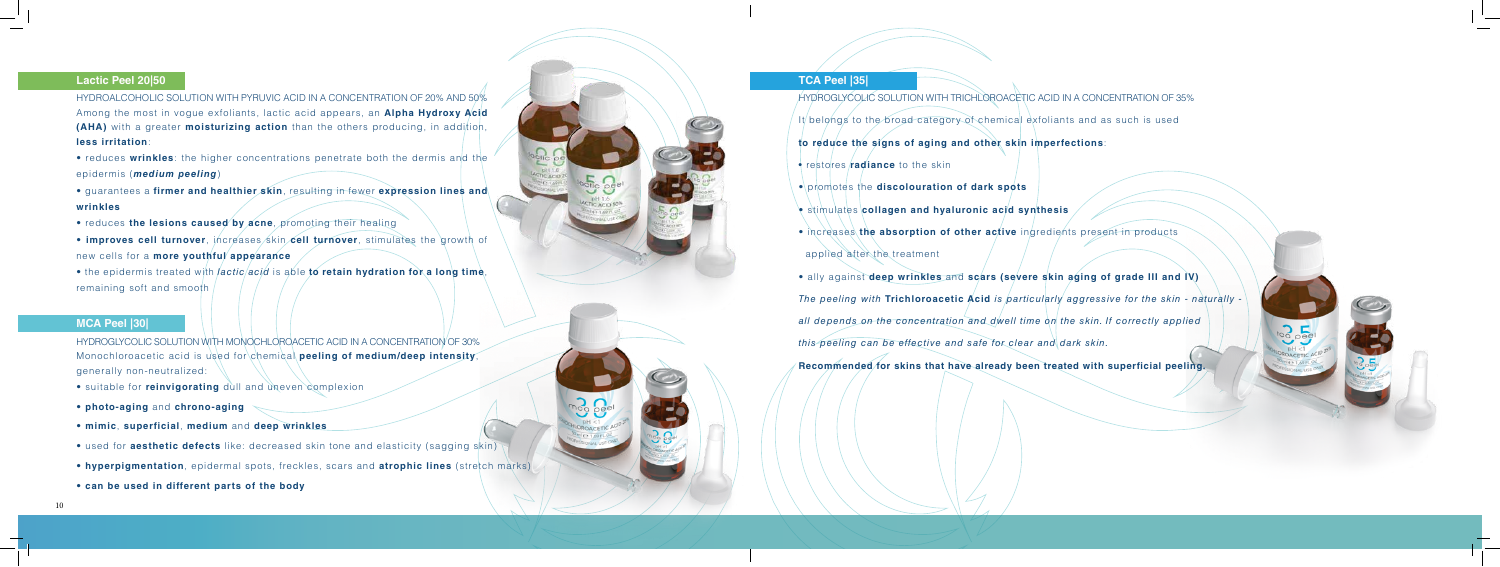## Lactic Peel 20|50

HYDROALCOHOLIC SOLUTION WITH PYRUVIC ACID IN A CONCENTRATION OF 20% AND 50%

Among the most in vogue exfoliants, lactic acid appears, an **Alpha Hydroxy Acid (AHA)** with a greater **moisturizing action** than the others producing, in addition, **less irritation**:

- reduces **wrinkles**: the higher concentrations penetrate both the dermis and the epidermis (***medium peeling***)
- guarantees a **firmer and healthier skin**, resulting in fewer **expression lines and wrinkles**
- reduces **the lesions caused by acne**, promoting their healing
- **improves cell turnover**, increases skin **cell turnover**, stimulates the growth of new cells for a **more youthful appearance**
- the epidermis treated with *lactic acid* is able **to retain hydration for a long time**, remaining soft and smooth

## MCA Peel |30|

HYDROGLYCOLIC SOLUTION WITH MONOCHLOROACETIC ACID IN A CONCENTRATION OF 30%

Monochloroacetic acid is used for chemical **peeling of medium/deep intensity**, generally non-neutralized:

- suitable for **reinvigorating** dull and uneven complexion
- **photo-aging** and **chrono-aging**
- **mimic**, **superficial**, **medium** and **deep wrinkles**
- used for **aesthetic defects** like: decreased skin tone and elasticity (sagging skin)
- **hyperpigmentation**, epidermal spots, freckles, scars and **atrophic lines** (stretch marks)
- **can be used in different parts of the body**

## TCA Peel |35|

HYDROGLYCOLIC SOLUTION WITH TRICHLOROACETIC ACID IN A CONCENTRATION OF 35%

It belongs to the broad category of chemical exfoliants and as such is used **to reduce the signs of aging and other skin imperfections**:

- restores **radiance** to the skin
- promotes the **discolouration of dark spots**
- stimulates **collagen and hyaluronic acid synthesis**
- increases **the absorption of other active** ingredients present in products applied after the treatment
- ally against **deep wrinkles** and **scars (severe skin aging of grade III and IV)**

*The peeling with* **Trichloroacetic Acid** *is particularly aggressive for the skin - naturally - all depends on the concentration and dwell time on the skin. If correctly applied this peeling can be effective and safe for clear and dark skin.*

**Recommended for skins that have already been treated with superficial peeling.**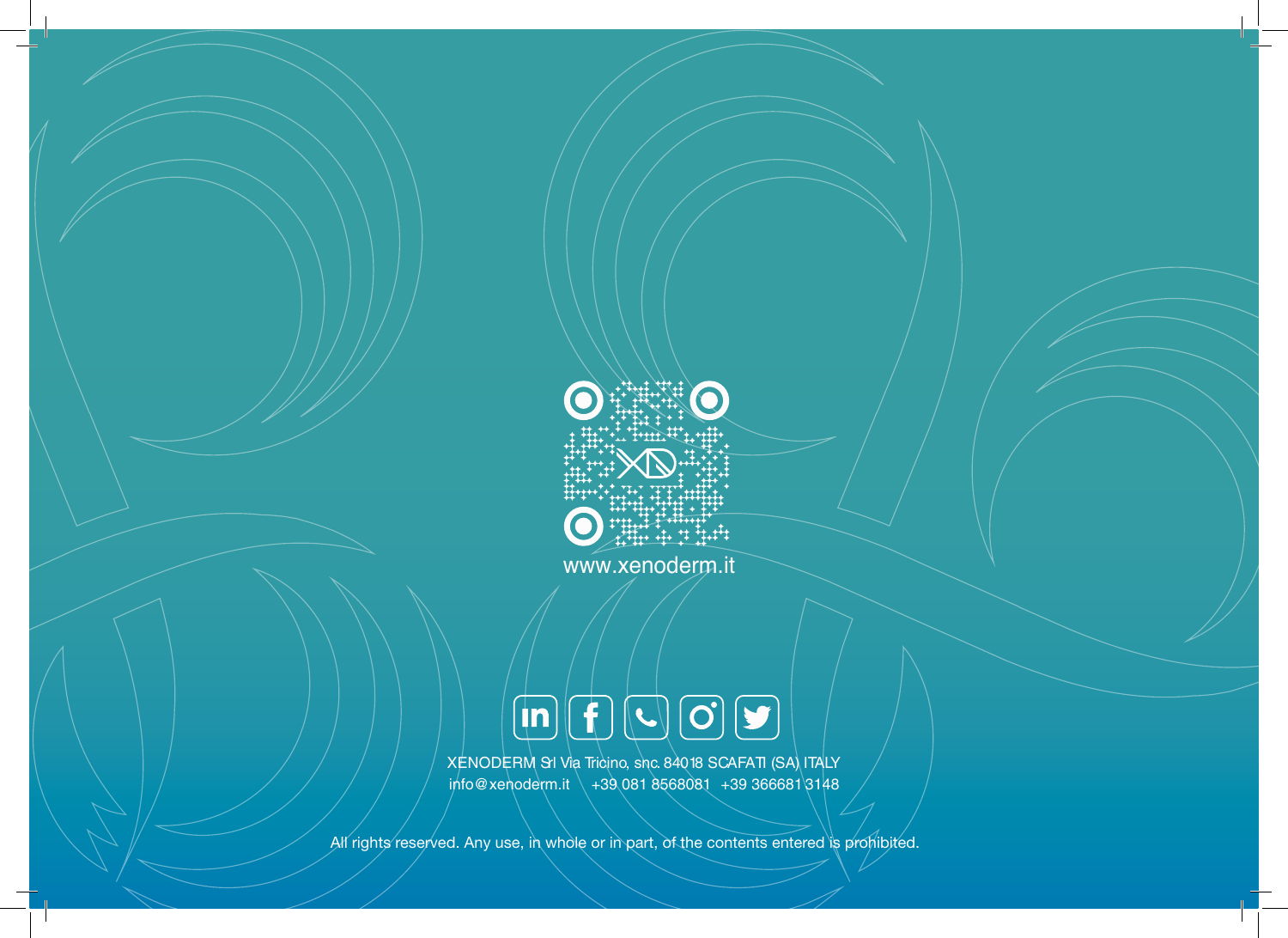www.xenoderm.it

XENODERM Srl Via Tricino, snc. 84018 SCAFATI (SA) ITALY
info@xenoderm.it +39 081 8568081 +39 366681 3148

All rights reserved. Any use, in whole or in part, of the contents entered is prohibited.